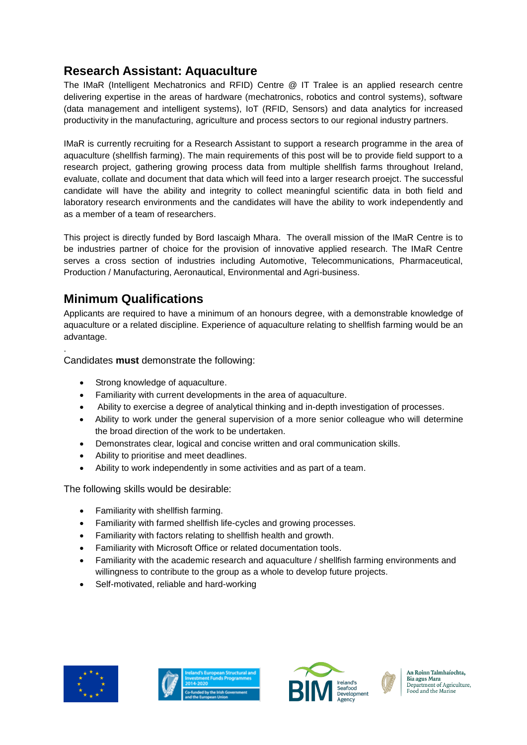## Research Assistant: Aquaculture

The IMaR (Intelligent Mechatronics and RFID) Centre @ IT Tralee is an applied research centre delivering expertise in the areas of hardware (mechatronics, robotics and control systems), software (data management and intelligent systems), IoT (RFID, Sensors) and data analytics for increased productivity in the manufacturing, agriculture and process sectors to our regional industry partners.

IMaR is currently recruiting for a Research Assistant to support a research programme in the area of aquaculture (shellfish farming). The main requirements of this post will be to provide field support to a research project, gathering growing process data from multiple shellfish farms throughout Ireland, evaluate, collate and document that data which will feed into a larger research proejct. The successful candidate will have the ability and integrity to collect meaningful scientific data in both field and laboratory research environments and the candidates will have the ability to work independently and as a member of a team of researchers.

This project is directly funded by Bord Iascaigh Mhara. The overall mission of the IMaR Centre is to be industries partner of choice for the provision of innovative applied research. The IMaR Centre serves a cross section of industries including Automotive, Telecommunications, Pharmaceutical, Production / Manufacturing, Aeronautical, Environmental and Agri-business.

## Minimum Qualifications

Applicants are required to have a minimum of an honours degree, with a demonstrable knowledge of aquaculture or a related discipline. Experience of aquaculture relating to shellfish farming would be an advantage.

.

Candidates **must** demonstrate the following:

- Strong knowledge of aquaculture.
- Familiarity with current developments in the area of aquaculture.
- Ability to exercise a degree of analytical thinking and in-depth investigation of processes.
- Ability to work under the general supervision of a more senior colleague who will determine the broad direction of the work to be undertaken.
- Demonstrates clear, logical and concise written and oral communication skills.
- Ability to prioritise and meet deadlines.
- Ability to work independently in some activities and as part of a team.

The following skills would be desirable:

- Familiarity with shellfish farming.
- Familiarity with farmed shellfish life-cycles and growing processes.
- Familiarity with factors relating to shellfish health and growth.
- Familiarity with Microsoft Office or related documentation tools.
- Familiarity with the academic research and aquaculture / shellfish farming environments and willingness to contribute to the group as a whole to develop future projects.
- Self-motivated, reliable and hard-working

Ireland's European Structural and Investment Funds Programmes 2014-2020

Co-funded by the Irish Government and the European Union

BIM Ireland's Seafood Development Agency

An Roinn Talmhaíochta, Bia agus Mara
Department of Agriculture, Food and the Marine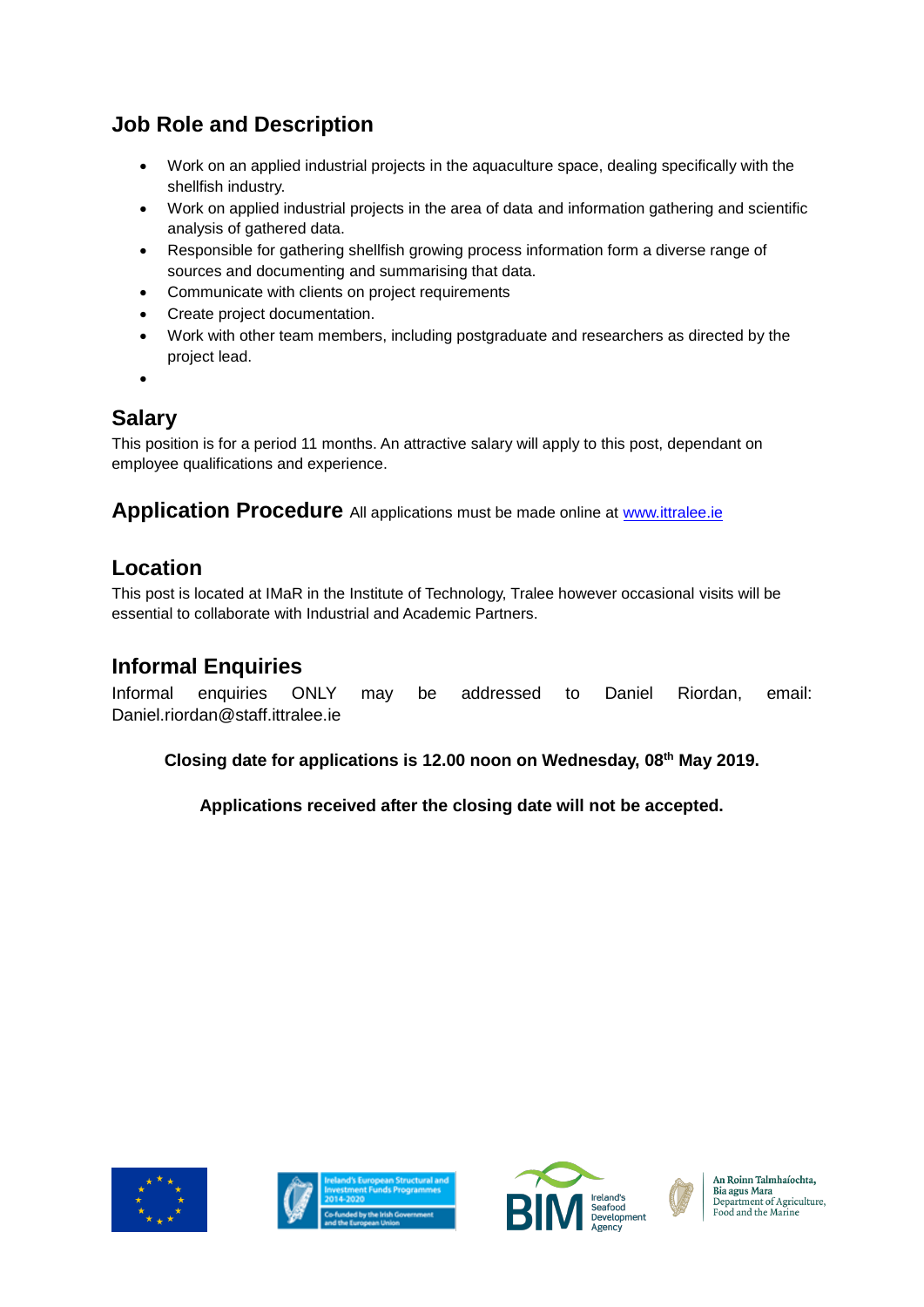## Job Role and Description

- Work on an applied industrial projects in the aquaculture space, dealing specifically with the shellfish industry.
- Work on applied industrial projects in the area of data and information gathering and scientific analysis of gathered data.
- Responsible for gathering shellfish growing process information form a diverse range of sources and documenting and summarising that data.
- Communicate with clients on project requirements
- Create project documentation.
- Work with other team members, including postgraduate and researchers as directed by the project lead.
-

## Salary

This position is for a period 11 months. An attractive salary will apply to this post, dependant on employee qualifications and experience.

## Application Procedure

All applications must be made online at www.ittralee.ie

## Location

This post is located at IMaR in the Institute of Technology, Tralee however occasional visits will be essential to collaborate with Industrial and Academic Partners.

## Informal Enquiries

Informal enquiries ONLY may be addressed to Daniel Riordan, email: Daniel.riordan@staff.ittralee.ie

**Closing date for applications is 12.00 noon on Wednesday, 08th May 2019.**

**Applications received after the closing date will not be accepted.**

Ireland's European Structural and Investment Funds Programmes 2014-2020

Co-funded by the Irish Government and the European Union

BIM Ireland's Seafood Development Agency

An Roinn Talmhaíochta, Bia agus Mara
Department of Agriculture, Food and the Marine